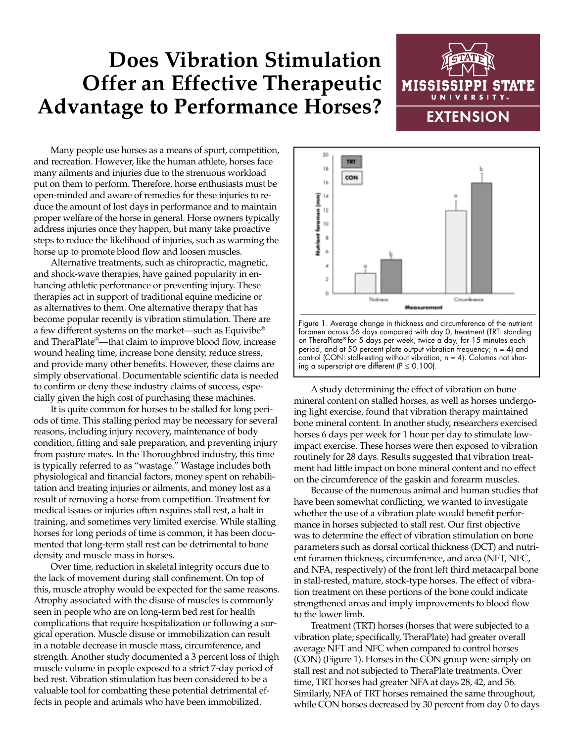# Does Vibration Stimulation Offer an Effective Therapeutic Advantage to Performance Horses?

Many people use horses as a means of sport, competition, and recreation. However, like the human athlete, horses face many ailments and injuries due to the strenuous workload put on them to perform. Therefore, horse enthusiasts must be open-minded and aware of remedies for these injuries to reduce the amount of lost days in performance and to maintain proper welfare of the horse in general. Horse owners typically address injuries once they happen, but many take proactive steps to reduce the likelihood of injuries, such as warming the horse up to promote blood flow and loosen muscles.

Alternative treatments, such as chiropractic, magnetic, and shock-wave therapies, have gained popularity in enhancing athletic performance or preventing injury. These therapies act in support of traditional equine medicine or as alternatives to them. One alternative therapy that has become popular recently is vibration stimulation. There are a few different systems on the market—such as Equivibe® and TheraPlate®—that claim to improve blood flow, increase wound healing time, increase bone density, reduce stress, and provide many other benefits. However, these claims are simply observational. Documentable scientific data is needed to confirm or deny these industry claims of success, especially given the high cost of purchasing these machines.

It is quite common for horses to be stalled for long periods of time. This stalling period may be necessary for several reasons, including injury recovery, maintenance of body condition, fitting and sale preparation, and preventing injury from pasture mates. In the Thoroughbred industry, this time is typically referred to as "wastage." Wastage includes both physiological and financial factors, money spent on rehabilitation and treating injuries or ailments, and money lost as a result of removing a horse from competition. Treatment for medical issues or injuries often requires stall rest, a halt in training, and sometimes very limited exercise. While stalling horses for long periods of time is common, it has been documented that long-term stall rest can be detrimental to bone density and muscle mass in horses.

Over time, reduction in skeletal integrity occurs due to the lack of movement during stall confinement. On top of this, muscle atrophy would be expected for the same reasons. Atrophy associated with the disuse of muscles is commonly seen in people who are on long-term bed rest for health complications that require hospitalization or following a surgical operation. Muscle disuse or immobilization can result in a notable decrease in muscle mass, circumference, and strength. Another study documented a 3 percent loss of thigh muscle volume in people exposed to a strict 7-day period of bed rest. Vibration stimulation has been considered to be a valuable tool for combatting these potential detrimental effects in people and animals who have been immobilized.

Figure 1. Average change in thickness and circumference of the nutrient foramen across 56 days compared with day 0, treatment (TRT: standing on TheraPlate® for 5 days per week, twice a day, for 15 minutes each period, and at 50 percent plate output vibration frequency; n = 4) and control (CON: stall-resting without vibration; n = 4). Columns not sharing a superscript are different (P ≤ 0.100).

A study determining the effect of vibration on bone mineral content on stalled horses, as well as horses undergoing light exercise, found that vibration therapy maintained bone mineral content. In another study, researchers exercised horses 6 days per week for 1 hour per day to stimulate low-impact exercise. These horses were then exposed to vibration routinely for 28 days. Results suggested that vibration treatment had little impact on bone mineral content and no effect on the circumference of the gaskin and forearm muscles.

Because of the numerous animal and human studies that have been somewhat conflicting, we wanted to investigate whether the use of a vibration plate would benefit performance in horses subjected to stall rest. Our first objective was to determine the effect of vibration stimulation on bone parameters such as dorsal cortical thickness (DCT) and nutrient foramen thickness, circumference, and area (NFT, NFC, and NFA, respectively) of the front left third metacarpal bone in stall-rested, mature, stock-type horses. The effect of vibration treatment on these portions of the bone could indicate strengthened areas and imply improvements to blood flow to the lower limb.

Treatment (TRT) horses (horses that were subjected to a vibration plate; specifically, TheraPlate) had greater overall average NFT and NFC when compared to control horses (CON) (Figure 1). Horses in the CON group were simply on stall rest and not subjected to TheraPlate treatments. Over time, TRT horses had greater NFA at days 28, 42, and 56. Similarly, NFA of TRT horses remained the same throughout, while CON horses decreased by 30 percent from day 0 to days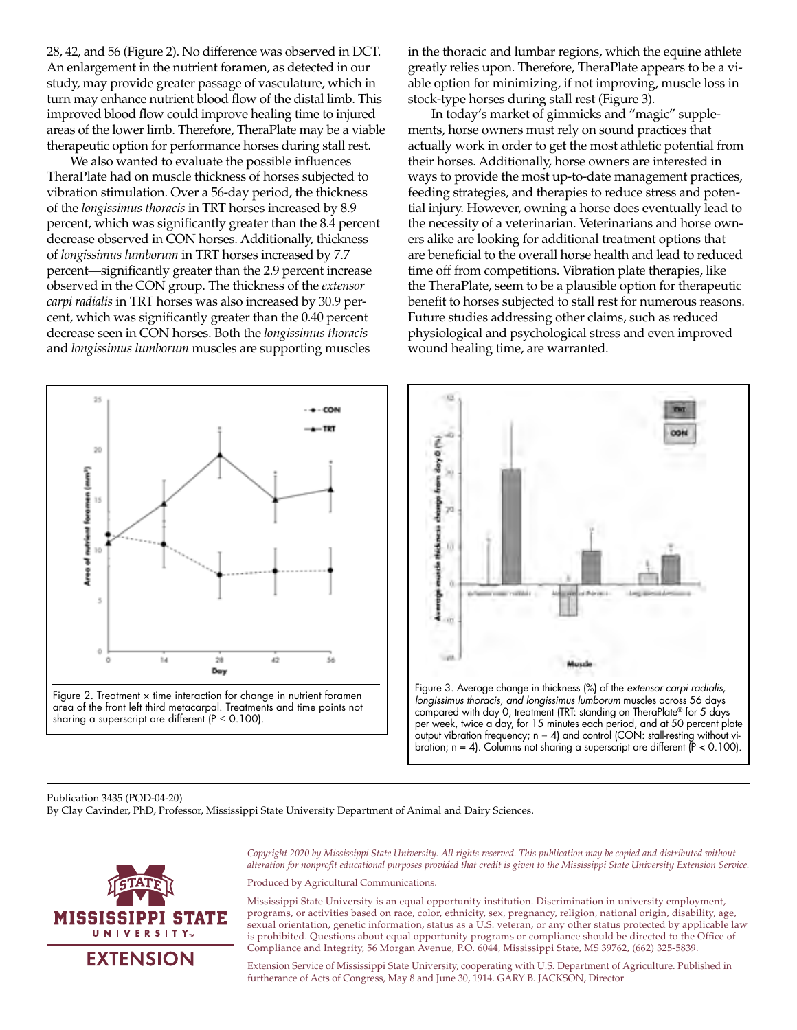28, 42, and 56 (Figure 2). No difference was observed in DCT. An enlargement in the nutrient foramen, as detected in our study, may provide greater passage of vasculature, which in turn may enhance nutrient blood flow of the distal limb. This improved blood flow could improve healing time to injured areas of the lower limb. Therefore, TheraPlate may be a viable therapeutic option for performance horses during stall rest.

We also wanted to evaluate the possible influences TheraPlate had on muscle thickness of horses subjected to vibration stimulation. Over a 56-day period, the thickness of the *longissimus thoracis* in TRT horses increased by 8.9 percent, which was significantly greater than the 8.4 percent decrease observed in CON horses. Additionally, thickness of *longissimus lumborum* in TRT horses increased by 7.7 percent—significantly greater than the 2.9 percent increase observed in the CON group. The thickness of the *extensor carpi radialis* in TRT horses was also increased by 30.9 percent, which was significantly greater than the 0.40 percent decrease seen in CON horses. Both the *longissimus thoracis* and *longissimus lumborum* muscles are supporting muscles in the thoracic and lumbar regions, which the equine athlete greatly relies upon. Therefore, TheraPlate appears to be a viable option for minimizing, if not improving, muscle loss in stock-type horses during stall rest (Figure 3).

In today's market of gimmicks and "magic" supplements, horse owners must rely on sound practices that actually work in order to get the most athletic potential from their horses. Additionally, horse owners are interested in ways to provide the most up-to-date management practices, feeding strategies, and therapies to reduce stress and potential injury. However, owning a horse does eventually lead to the necessity of a veterinarian. Veterinarians and horse owners alike are looking for additional treatment options that are beneficial to the overall horse health and lead to reduced time off from competitions. Vibration plate therapies, like the TheraPlate, seem to be a plausible option for therapeutic benefit to horses subjected to stall rest for numerous reasons. Future studies addressing other claims, such as reduced physiological and psychological stress and even improved wound healing time, are warranted.

CON
TRT
Area of nutrient foramen (mm²)
Day
0 14 28 42 56

Figure 2. Treatment × time interaction for change in nutrient foramen area of the front left third metacarpal. Treatments and time points not sharing a superscript are different ($P \leq 0.100$).

TRT
CON
Average muscle thickness change from day 0 (%)
Muscle
Extensor carpi radialis
Longissimus thoracis
Longissimus lumborum

Figure 3. Average change in thickness (%) of the *extensor carpi radialis, longissimus thoracis, and longissimus lumborum* muscles across 56 days compared with day 0, treatment (TRT: standing on TheraPlate® for 5 days per week, twice a day, for 15 minutes each period, and at 50 percent plate output vibration frequency; n = 4) and control (CON: stall-resting without vibration; n = 4). Columns not sharing a superscript are different ($P < 0.100$).

Publication 3435 (POD-04-20)

By Clay Cavinder, PhD, Professor, Mississippi State University Department of Animal and Dairy Sciences.

MISSISSIPPI STATE UNIVERSITY™ EXTENSION

*Copyright 2020 by Mississippi State University. All rights reserved. This publication may be copied and distributed without alteration for nonprofit educational purposes provided that credit is given to the Mississippi State University Extension Service.*

Produced by Agricultural Communications.

Mississippi State University is an equal opportunity institution. Discrimination in university employment, programs, or activities based on race, color, ethnicity, sex, pregnancy, religion, national origin, disability, age, sexual orientation, genetic information, status as a U.S. veteran, or any other status protected by applicable law is prohibited. Questions about equal opportunity programs or compliance should be directed to the Office of Compliance and Integrity, 56 Morgan Avenue, P.O. 6044, Mississippi State, MS 39762, (662) 325-5839.

Extension Service of Mississippi State University, cooperating with U.S. Department of Agriculture. Published in furtherance of Acts of Congress, May 8 and June 30, 1914. GARY B. JACKSON, Director